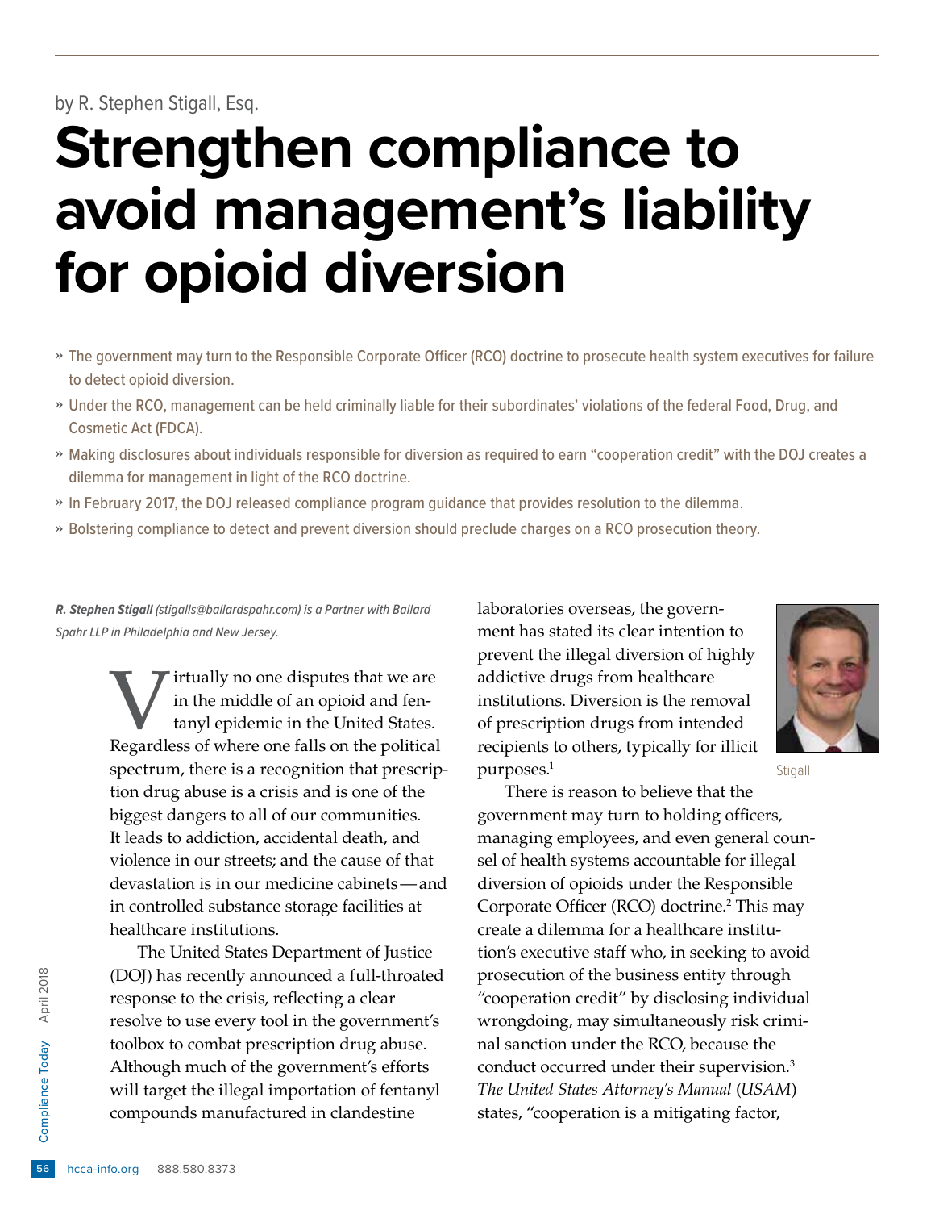by R. Stephen Stigall, Esq.

# Strengthen compliance to avoid management's liability for opioid diversion

- The government may turn to the Responsible Corporate Officer (RCO) doctrine to prosecute health system executives for failure to detect opioid diversion.
- Under the RCO, management can be held criminally liable for their subordinates' violations of the federal Food, Drug, and Cosmetic Act (FDCA).
- Making disclosures about individuals responsible for diversion as required to earn "cooperation credit" with the DOJ creates a dilemma for management in light of the RCO doctrine.
- In February 2017, the DOJ released compliance program guidance that provides resolution to the dilemma.
- Bolstering compliance to detect and prevent diversion should preclude charges on a RCO prosecution theory.

***R. Stephen Stigall** (stigalls@ballardspahr.com) is a Partner with Ballard Spahr LLP in Philadelphia and New Jersey.*

Virtually no one disputes that we are in the middle of an opioid and fentanyl epidemic in the United States. Regardless of where one falls on the political spectrum, there is a recognition that prescription drug abuse is a crisis and is one of the biggest dangers to all of our communities. It leads to addiction, accidental death, and violence in our streets; and the cause of that devastation is in our medicine cabinets—and in controlled substance storage facilities at healthcare institutions.

The United States Department of Justice (DOJ) has recently announced a full-throated response to the crisis, reflecting a clear resolve to use every tool in the government's toolbox to combat prescription drug abuse. Although much of the government's efforts will target the illegal importation of fentanyl compounds manufactured in clandestine laboratories overseas, the government has stated its clear intention to prevent the illegal diversion of highly addictive drugs from healthcare institutions. Diversion is the removal of prescription drugs from intended recipients to others, typically for illicit purposes.[1]

Stigall

There is reason to believe that the government may turn to holding officers, managing employees, and even general counsel of health systems accountable for illegal diversion of opioids under the Responsible Corporate Officer (RCO) doctrine.[2] This may create a dilemma for a healthcare institution's executive staff who, in seeking to avoid prosecution of the business entity through "cooperation credit" by disclosing individual wrongdoing, may simultaneously risk criminal sanction under the RCO, because the conduct occurred under their supervision.[3] *The United States Attorney's Manual* (*USAM*) states, "cooperation is a mitigating factor,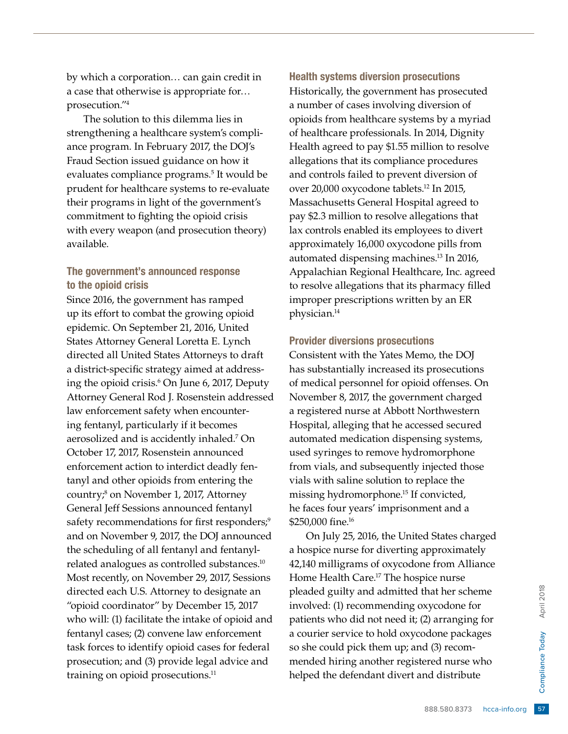by which a corporation… can gain credit in a case that otherwise is appropriate for… prosecution."[4]

The solution to this dilemma lies in strengthening a healthcare system's compliance program. In February 2017, the DOJ's Fraud Section issued guidance on how it evaluates compliance programs.[5] It would be prudent for healthcare systems to re-evaluate their programs in light of the government's commitment to fighting the opioid crisis with every weapon (and prosecution theory) available.

### The government's announced response to the opioid crisis

Since 2016, the government has ramped up its effort to combat the growing opioid epidemic. On September 21, 2016, United States Attorney General Loretta E. Lynch directed all United States Attorneys to draft a district-specific strategy aimed at addressing the opioid crisis.[6] On June 6, 2017, Deputy Attorney General Rod J. Rosenstein addressed law enforcement safety when encountering fentanyl, particularly if it becomes aerosolized and is accidently inhaled.[7] On October 17, 2017, Rosenstein announced enforcement action to interdict deadly fentanyl and other opioids from entering the country;[8] on November 1, 2017, Attorney General Jeff Sessions announced fentanyl safety recommendations for first responders;[9] and on November 9, 2017, the DOJ announced the scheduling of all fentanyl and fentanyl-related analogues as controlled substances.[10] Most recently, on November 29, 2017, Sessions directed each U.S. Attorney to designate an "opioid coordinator" by December 15, 2017 who will: (1) facilitate the intake of opioid and fentanyl cases; (2) convene law enforcement task forces to identify opioid cases for federal prosecution; and (3) provide legal advice and training on opioid prosecutions.[11]

### Health systems diversion prosecutions

Historically, the government has prosecuted a number of cases involving diversion of opioids from healthcare systems by a myriad of healthcare professionals. In 2014, Dignity Health agreed to pay $1.55 million to resolve allegations that its compliance procedures and controls failed to prevent diversion of over 20,000 oxycodone tablets.[12] In 2015, Massachusetts General Hospital agreed to pay $2.3 million to resolve allegations that lax controls enabled its employees to divert approximately 16,000 oxycodone pills from automated dispensing machines.[13] In 2016, Appalachian Regional Healthcare, Inc. agreed to resolve allegations that its pharmacy filled improper prescriptions written by an ER physician.[14]

### Provider diversions prosecutions

Consistent with the Yates Memo, the DOJ has substantially increased its prosecutions of medical personnel for opioid offenses. On November 8, 2017, the government charged a registered nurse at Abbott Northwestern Hospital, alleging that he accessed secured automated medication dispensing systems, used syringes to remove hydromorphone from vials, and subsequently injected those vials with saline solution to replace the missing hydromorphone.[15] If convicted, he faces four years' imprisonment and a $250,000 fine.[16]

On July 25, 2016, the United States charged a hospice nurse for diverting approximately 42,140 milligrams of oxycodone from Alliance Home Health Care.[17] The hospice nurse pleaded guilty and admitted that her scheme involved: (1) recommending oxycodone for patients who did not need it; (2) arranging for a courier service to hold oxycodone packages so she could pick them up; and (3) recommended hiring another registered nurse who helped the defendant divert and distribute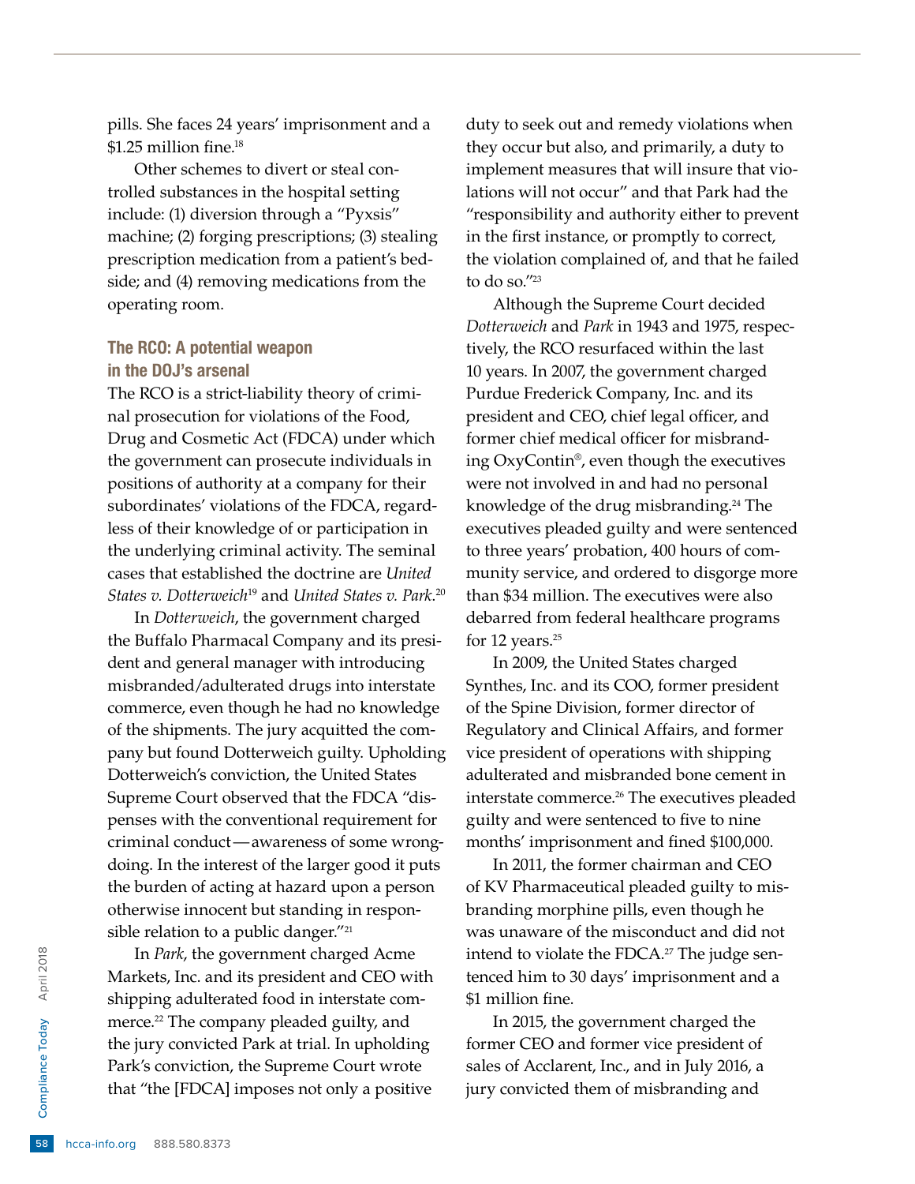pills. She faces 24 years' imprisonment and a $1.25 million fine.[18]

Other schemes to divert or steal controlled substances in the hospital setting include: (1) diversion through a "Pyxsis" machine; (2) forging prescriptions; (3) stealing prescription medication from a patient's bedside; and (4) removing medications from the operating room.

## The RCO: A potential weapon in the DOJ's arsenal

The RCO is a strict-liability theory of criminal prosecution for violations of the Food, Drug and Cosmetic Act (FDCA) under which the government can prosecute individuals in positions of authority at a company for their subordinates' violations of the FDCA, regardless of their knowledge of or participation in the underlying criminal activity. The seminal cases that established the doctrine are *United States v. Dotterweich*[19] and *United States v. Park*.[20]

In *Dotterweich*, the government charged the Buffalo Pharmacal Company and its president and general manager with introducing misbranded/adulterated drugs into interstate commerce, even though he had no knowledge of the shipments. The jury acquitted the company but found Dotterweich guilty. Upholding Dotterweich's conviction, the United States Supreme Court observed that the FDCA "dispenses with the conventional requirement for criminal conduct—awareness of some wrongdoing. In the interest of the larger good it puts the burden of acting at hazard upon a person otherwise innocent but standing in responsible relation to a public danger."[21]

In *Park*, the government charged Acme Markets, Inc. and its president and CEO with shipping adulterated food in interstate commerce.[22] The company pleaded guilty, and the jury convicted Park at trial. In upholding Park's conviction, the Supreme Court wrote that "the [FDCA] imposes not only a positive duty to seek out and remedy violations when they occur but also, and primarily, a duty to implement measures that will insure that violations will not occur" and that Park had the "responsibility and authority either to prevent in the first instance, or promptly to correct, the violation complained of, and that he failed to do so."[23]

Although the Supreme Court decided *Dotterweich* and *Park* in 1943 and 1975, respectively, the RCO resurfaced within the last 10 years. In 2007, the government charged Purdue Frederick Company, Inc. and its president and CEO, chief legal officer, and former chief medical officer for misbranding OxyContin®, even though the executives were not involved in and had no personal knowledge of the drug misbranding.[24] The executives pleaded guilty and were sentenced to three years' probation, 400 hours of community service, and ordered to disgorge more than $34 million. The executives were also debarred from federal healthcare programs for 12 years.[25]

In 2009, the United States charged Synthes, Inc. and its COO, former president of the Spine Division, former director of Regulatory and Clinical Affairs, and former vice president of operations with shipping adulterated and misbranded bone cement in interstate commerce.[26] The executives pleaded guilty and were sentenced to five to nine months' imprisonment and fined $100,000.

In 2011, the former chairman and CEO of KV Pharmaceutical pleaded guilty to misbranding morphine pills, even though he was unaware of the misconduct and did not intend to violate the FDCA.[27] The judge sentenced him to 30 days' imprisonment and a $1 million fine.

In 2015, the government charged the former CEO and former vice president of sales of Acclarent, Inc., and in July 2016, a jury convicted them of misbranding and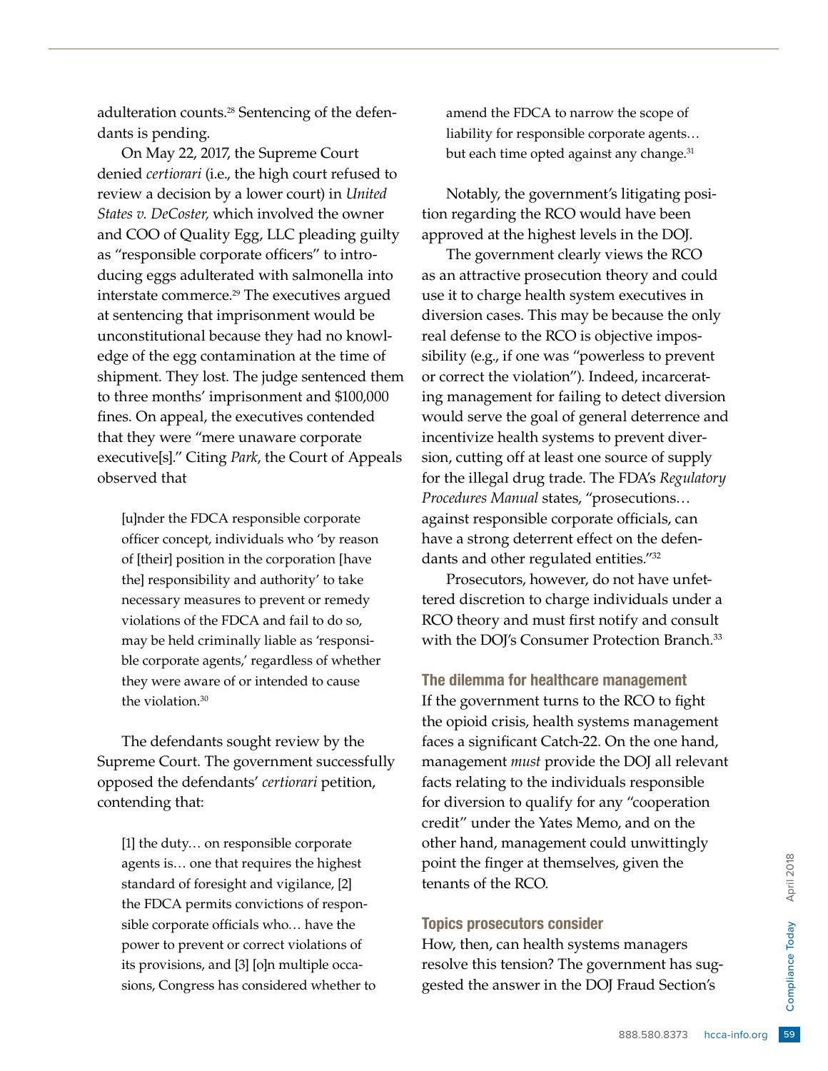adulteration counts.[28] Sentencing of the defendants is pending.

On May 22, 2017, the Supreme Court denied *certiorari* (i.e., the high court refused to review a decision by a lower court) in *United States v. DeCoster,* which involved the owner and COO of Quality Egg, LLC pleading guilty as "responsible corporate officers" to introducing eggs adulterated with salmonella into interstate commerce.[29] The executives argued at sentencing that imprisonment would be unconstitutional because they had no knowledge of the egg contamination at the time of shipment. They lost. The judge sentenced them to three months' imprisonment and $100,000 fines. On appeal, the executives contended that they were "mere unaware corporate executive[s]." Citing *Park*, the Court of Appeals observed that

> [u]nder the FDCA responsible corporate officer concept, individuals who 'by reason of [their] position in the corporation [have the] responsibility and authority' to take necessary measures to prevent or remedy violations of the FDCA and fail to do so, may be held criminally liable as 'responsible corporate agents,' regardless of whether they were aware of or intended to cause the violation.[30]

The defendants sought review by the Supreme Court. The government successfully opposed the defendants' *certiorari* petition, contending that:

> [1] the duty… on responsible corporate agents is… one that requires the highest standard of foresight and vigilance, [2] the FDCA permits convictions of responsible corporate officials who… have the power to prevent or correct violations of its provisions, and [3] [o]n multiple occasions, Congress has considered whether to amend the FDCA to narrow the scope of liability for responsible corporate agents… but each time opted against any change.[31]

Notably, the government's litigating position regarding the RCO would have been approved at the highest levels in the DOJ.

The government clearly views the RCO as an attractive prosecution theory and could use it to charge health system executives in diversion cases. This may be because the only real defense to the RCO is objective impossibility (e.g., if one was "powerless to prevent or correct the violation"). Indeed, incarcerating management for failing to detect diversion would serve the goal of general deterrence and incentivize health systems to prevent diversion, cutting off at least one source of supply for the illegal drug trade. The FDA's *Regulatory Procedures Manual* states, "prosecutions… against responsible corporate officials, can have a strong deterrent effect on the defendants and other regulated entities."[32]

Prosecutors, however, do not have unfettered discretion to charge individuals under a RCO theory and must first notify and consult with the DOJ's Consumer Protection Branch.[33]

### The dilemma for healthcare management

If the government turns to the RCO to fight the opioid crisis, health systems management faces a significant Catch-22. On the one hand, management *must* provide the DOJ all relevant facts relating to the individuals responsible for diversion to qualify for any "cooperation credit" under the Yates Memo, and on the other hand, management could unwittingly point the finger at themselves, given the tenants of the RCO.

### Topics prosecutors consider

How, then, can health systems managers resolve this tension? The government has suggested the answer in the DOJ Fraud Section's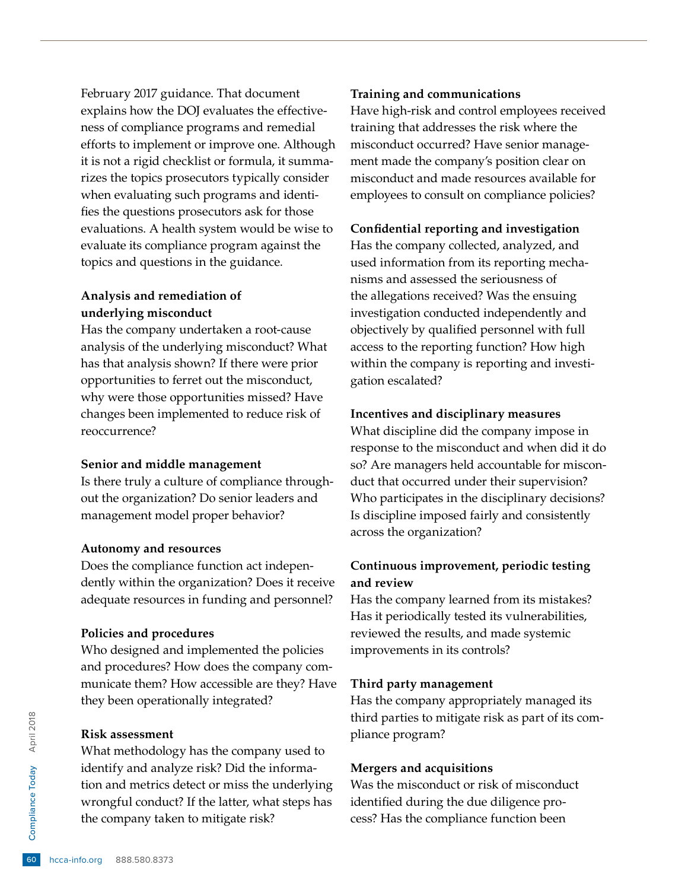February 2017 guidance. That document explains how the DOJ evaluates the effectiveness of compliance programs and remedial efforts to implement or improve one. Although it is not a rigid checklist or formula, it summarizes the topics prosecutors typically consider when evaluating such programs and identifies the questions prosecutors ask for those evaluations. A health system would be wise to evaluate its compliance program against the topics and questions in the guidance.

**Analysis and remediation of underlying misconduct**
Has the company undertaken a root-cause analysis of the underlying misconduct? What has that analysis shown? If there were prior opportunities to ferret out the misconduct, why were those opportunities missed? Have changes been implemented to reduce risk of reoccurrence?

**Senior and middle management**
Is there truly a culture of compliance throughout the organization? Do senior leaders and management model proper behavior?

**Autonomy and resources**
Does the compliance function act independently within the organization? Does it receive adequate resources in funding and personnel?

**Policies and procedures**
Who designed and implemented the policies and procedures? How does the company communicate them? How accessible are they? Have they been operationally integrated?

**Risk assessment**
What methodology has the company used to identify and analyze risk? Did the information and metrics detect or miss the underlying wrongful conduct? If the latter, what steps has the company taken to mitigate risk?

**Training and communications**
Have high-risk and control employees received training that addresses the risk where the misconduct occurred? Have senior management made the company's position clear on misconduct and made resources available for employees to consult on compliance policies?

**Confidential reporting and investigation**
Has the company collected, analyzed, and used information from its reporting mechanisms and assessed the seriousness of the allegations received? Was the ensuing investigation conducted independently and objectively by qualified personnel with full access to the reporting function? How high within the company is reporting and investigation escalated?

**Incentives and disciplinary measures**
What discipline did the company impose in response to the misconduct and when did it do so? Are managers held accountable for misconduct that occurred under their supervision? Who participates in the disciplinary decisions? Is discipline imposed fairly and consistently across the organization?

**Continuous improvement, periodic testing and review**
Has the company learned from its mistakes? Has it periodically tested its vulnerabilities, reviewed the results, and made systemic improvements in its controls?

**Third party management**
Has the company appropriately managed its third parties to mitigate risk as part of its compliance program?

**Mergers and acquisitions**
Was the misconduct or risk of misconduct identified during the due diligence process? Has the compliance function been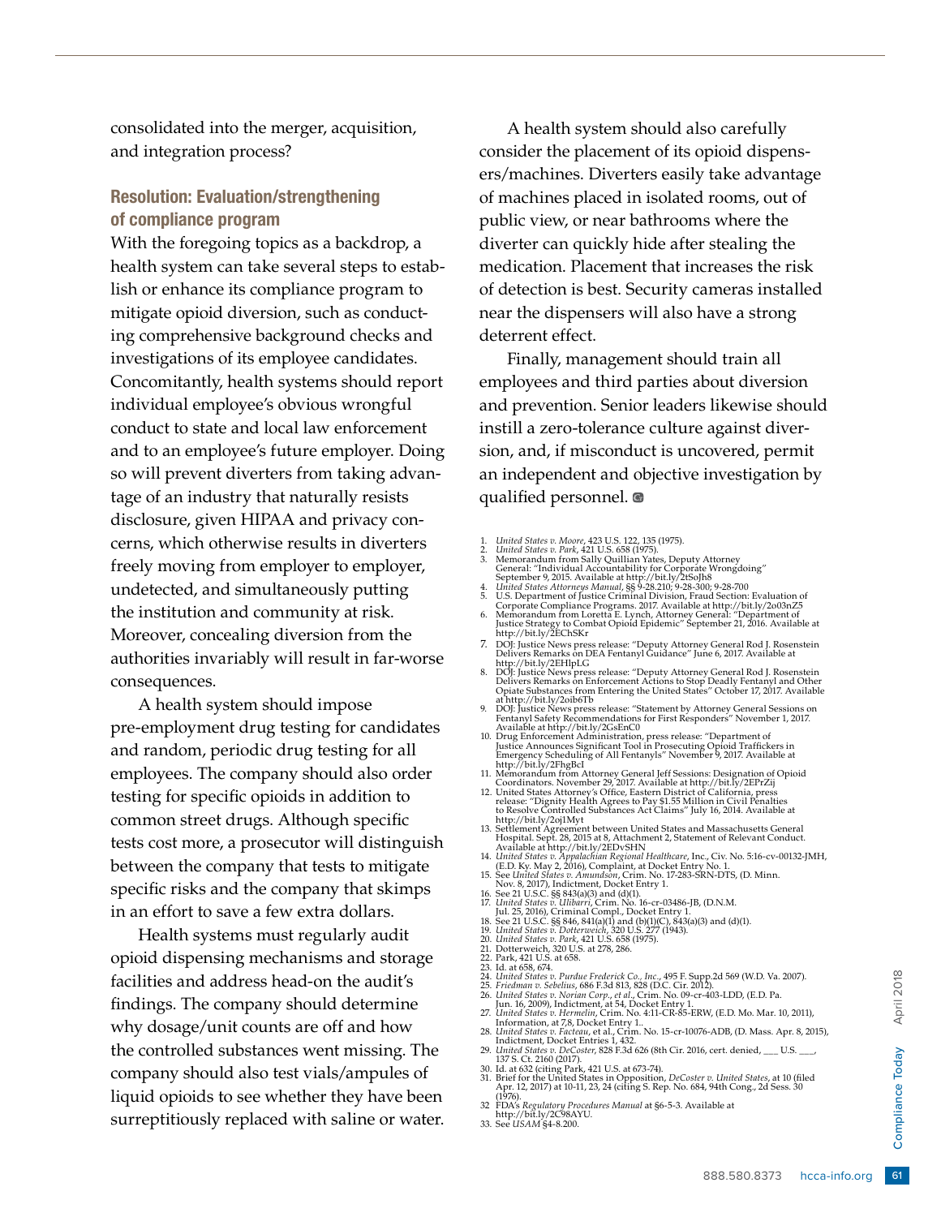consolidated into the merger, acquisition, and integration process?

### Resolution: Evaluation/strengthening of compliance program

With the foregoing topics as a backdrop, a health system can take several steps to establish or enhance its compliance program to mitigate opioid diversion, such as conducting comprehensive background checks and investigations of its employee candidates. Concomitantly, health systems should report individual employee's obvious wrongful conduct to state and local law enforcement and to an employee's future employer. Doing so will prevent diverters from taking advantage of an industry that naturally resists disclosure, given HIPAA and privacy concerns, which otherwise results in diverters freely moving from employer to employer, undetected, and simultaneously putting the institution and community at risk. Moreover, concealing diversion from the authorities invariably will result in far-worse consequences.

A health system should impose pre-employment drug testing for candidates and random, periodic drug testing for all employees. The company should also order testing for specific opioids in addition to common street drugs. Although specific tests cost more, a prosecutor will distinguish between the company that tests to mitigate specific risks and the company that skimps in an effort to save a few extra dollars.

Health systems must regularly audit opioid dispensing mechanisms and storage facilities and address head-on the audit's findings. The company should determine why dosage/unit counts are off and how the controlled substances went missing. The company should also test vials/ampules of liquid opioids to see whether they have been surreptitiously replaced with saline or water.

A health system should also carefully consider the placement of its opioid dispensers/machines. Diverters easily take advantage of machines placed in isolated rooms, out of public view, or near bathrooms where the diverter can quickly hide after stealing the medication. Placement that increases the risk of detection is best. Security cameras installed near the dispensers will also have a strong deterrent effect.

Finally, management should train all employees and third parties about diversion and prevention. Senior leaders likewise should instill a zero-tolerance culture against diversion, and, if misconduct is uncovered, permit an independent and objective investigation by qualified personnel.

1. *United States v. Moore*, 423 U.S. 122, 135 (1975).
2. *United States v. Park*, 421 U.S. 658 (1975).
3. Memorandum from Sally Quillian Yates, Deputy Attorney General: "Individual Accountability for Corporate Wrongdoing" September 9, 2015. Available at http://bit.ly/2tSoJh8
4. *United States Attorneys Manual*, §§ 9-28.210; 9-28-300; 9-28-700
5. U.S. Department of Justice Criminal Division, Fraud Section: Evaluation of Corporate Compliance Programs. 2017. Available at http://bit.ly/2o03nZ5
6. Memorandum from Loretta E. Lynch, Attorney General: "Department of Justice Strategy to Combat Opioid Epidemic" September 21, 2016. Available at http://bit.ly/2EChSKr
7. DOJ: Justice News press release: "Deputy Attorney General Rod J. Rosenstein Delivers Remarks on DEA Fentanyl Guidance" June 6, 2017. Available at http://bit.ly/2EHlpLG
8. DOJ: Justice News press release: "Deputy Attorney General Rod J. Rosenstein Delivers Remarks on Enforcement Actions to Stop Deadly Fentanyl and Other Opiate Substances from Entering the United States" October 17, 2017. Available at http://bit.ly/2oib6Tb
9. DOJ: Justice News press release: "Statement by Attorney General Sessions on Fentanyl Safety Recommendations for First Responders" November 1, 2017. Available at http://bit.ly/2GsEnC0
10. Drug Enforcement Administration, press release: "Department of Justice Announces Significant Tool in Prosecuting Opioid Traffickers in Emergency Scheduling of All Fentanyls" November 9, 2017. Available at http://bit.ly/2FhgBcI
11. Memorandum from Attorney General Jeff Sessions: Designation of Opioid Coordinators. November 29, 2017. Available at http://bit.ly/2EPrZij
12. United States Attorney's Office, Eastern District of California, press release: "Dignity Health Agrees to Pay $1.55 Million in Civil Penalties to Resolve Controlled Substances Act Claims" July 16, 2014. Available at http://bit.ly/2oj1Myt
13. Settlement Agreement between United States and Massachusetts General Hospital. Sept. 28, 2015 at 8, Attachment 2, Statement of Relevant Conduct. Available at http://bit.ly/2EDvSHN
14. *United States v. Appalachian Regional Healthcare*, Inc., Civ. No. 5:16-cv-00132-JMH, (E.D. Ky. May 2, 2016), Complaint, at Docket Entry No. 1.
15. See *United States v. Amundson*, Crim. No. 17-283-SRN-DTS, (D. Minn. Nov. 8, 2017), Indictment, Docket Entry 1.
16. See 21 U.S.C. §§ 843(a)(3) and (d)(1).
17. *United States v. Ulibarri*, Crim. No. 16-cr-03486-JB, (D.N.M. Jul. 25, 2016), Criminal Compl., Docket Entry 1.
18. See 21 U.S.C. §§ 846, 841(a)(1) and (b)(1)(C), 843(a)(3) and (d)(1).
19. *United States v. Dotterweich*, 320 U.S. 277 (1943).
20. *United States v. Park*, 421 U.S. 658 (1975).
21. Dotterweich, 320 U.S. at 278, 286.
22. Park, 421 U.S. at 658.
23. Id. at 658, 674.
24. *United States v. Purdue Frederick Co., Inc.*, 495 F. Supp.2d 569 (W.D. Va. 2007).
25. *Friedman v. Sebelius*, 686 F.3d 813, 828 (D.C. Cir. 2012).
26. *United States v. Norian Corp., et al.*, Crim. No. 09-cr-403-LDD, (E.D. Pa. Jun. 16, 2009), Indictment, at 54, Docket Entry 1.
27. *United States v. Hermelin*, Crim. No. 4:11-CR-85-ERW, (E.D. Mo. Mar. 10, 2011), Information, at 7,8, Docket Entry 1..
28. *United States v. Facteau*, et al., Crim. No. 15-cr-10076-ADB, (D. Mass. Apr. 8, 2015), Indictment, Docket Entries 1, 432.
29. *United States v. DeCoster*, 828 F.3d 626 (8th Cir. 2016, cert. denied, ___ U.S. ___, 137 S. Ct. 2160 (2017).
30. Id. at 632 (citing Park, 421 U.S. at 673-74).
31. Brief for the United States in Opposition, *DeCoster v. United States*, at 10 (filed Apr. 12, 2017) at 10-11, 23, 24 (citing S. Rep. No. 684, 94th Cong., 2d Sess. 30 (1976).
32. FDA's *Regulatory Procedures Manual* at §6-5-3. Available at http://bit.ly/2C98AYU.
33. See *USAM* §4-8.200.